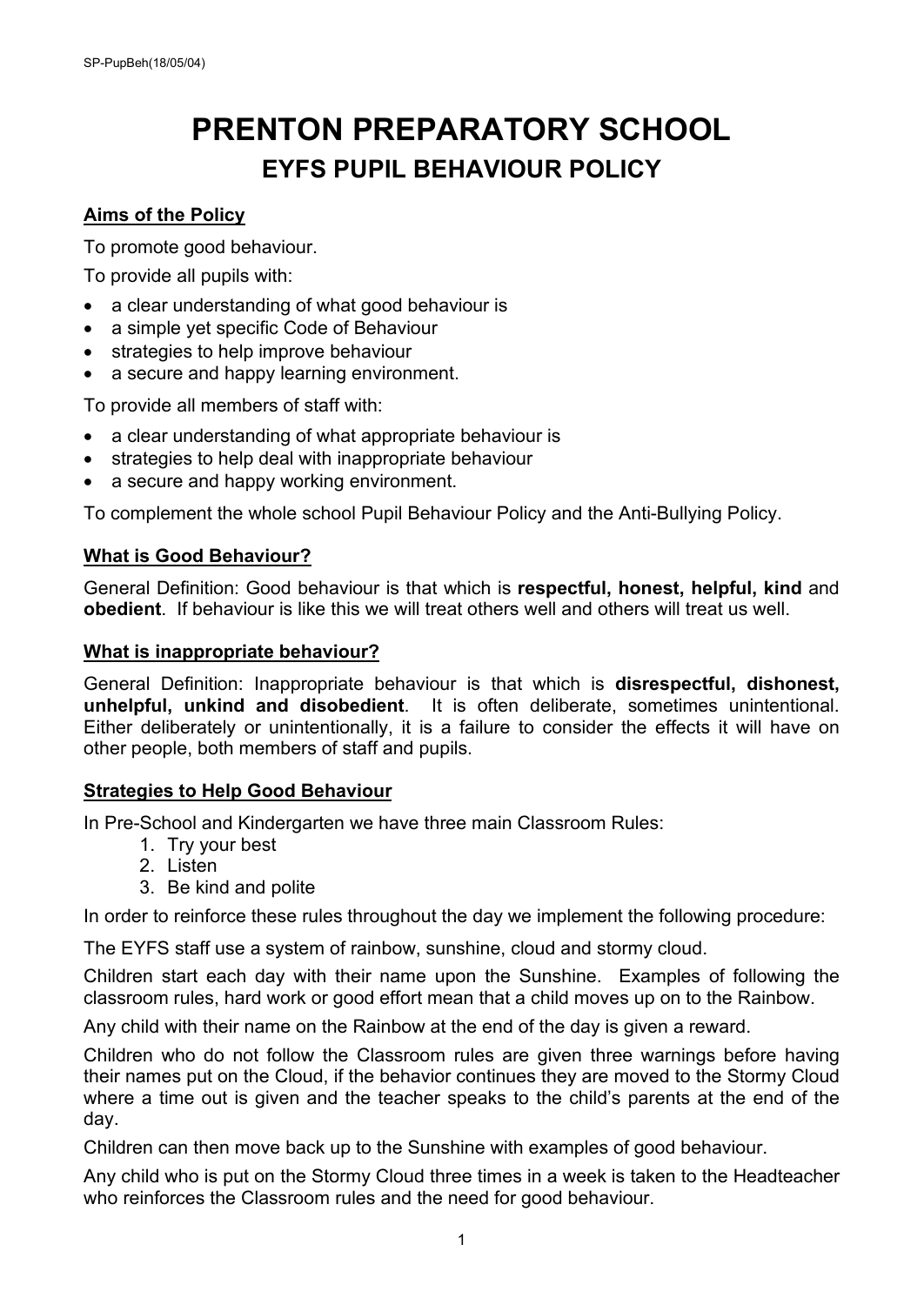# PRENTON PREPARATORY SCHOOL

## EYFS PUPIL BEHAVIOUR POLICY

### Aims of the Policy

To promote good behaviour.

To provide all pupils with:

- a clear understanding of what good behaviour is
- a simple yet specific Code of Behaviour
- strategies to help improve behaviour
- a secure and happy learning environment.

To provide all members of staff with:

- a clear understanding of what appropriate behaviour is
- strategies to help deal with inappropriate behaviour
- a secure and happy working environment.

To complement the whole school Pupil Behaviour Policy and the Anti-Bullying Policy.

### What is Good Behaviour?

General Definition: Good behaviour is that which is **respectful, honest, helpful, kind** and **obedient**. If behaviour is like this we will treat others well and others will treat us well.

### What is inappropriate behaviour?

General Definition: Inappropriate behaviour is that which is **disrespectful, dishonest, unhelpful, unkind and disobedient**. It is often deliberate, sometimes unintentional. Either deliberately or unintentionally, it is a failure to consider the effects it will have on other people, both members of staff and pupils.

### Strategies to Help Good Behaviour

In Pre-School and Kindergarten we have three main Classroom Rules:

1. Try your best
2. Listen
3. Be kind and polite

In order to reinforce these rules throughout the day we implement the following procedure:

The EYFS staff use a system of rainbow, sunshine, cloud and stormy cloud.

Children start each day with their name upon the Sunshine. Examples of following the classroom rules, hard work or good effort mean that a child moves up on to the Rainbow.

Any child with their name on the Rainbow at the end of the day is given a reward.

Children who do not follow the Classroom rules are given three warnings before having their names put on the Cloud, if the behavior continues they are moved to the Stormy Cloud where a time out is given and the teacher speaks to the child's parents at the end of the day.

Children can then move back up to the Sunshine with examples of good behaviour.

Any child who is put on the Stormy Cloud three times in a week is taken to the Headteacher who reinforces the Classroom rules and the need for good behaviour.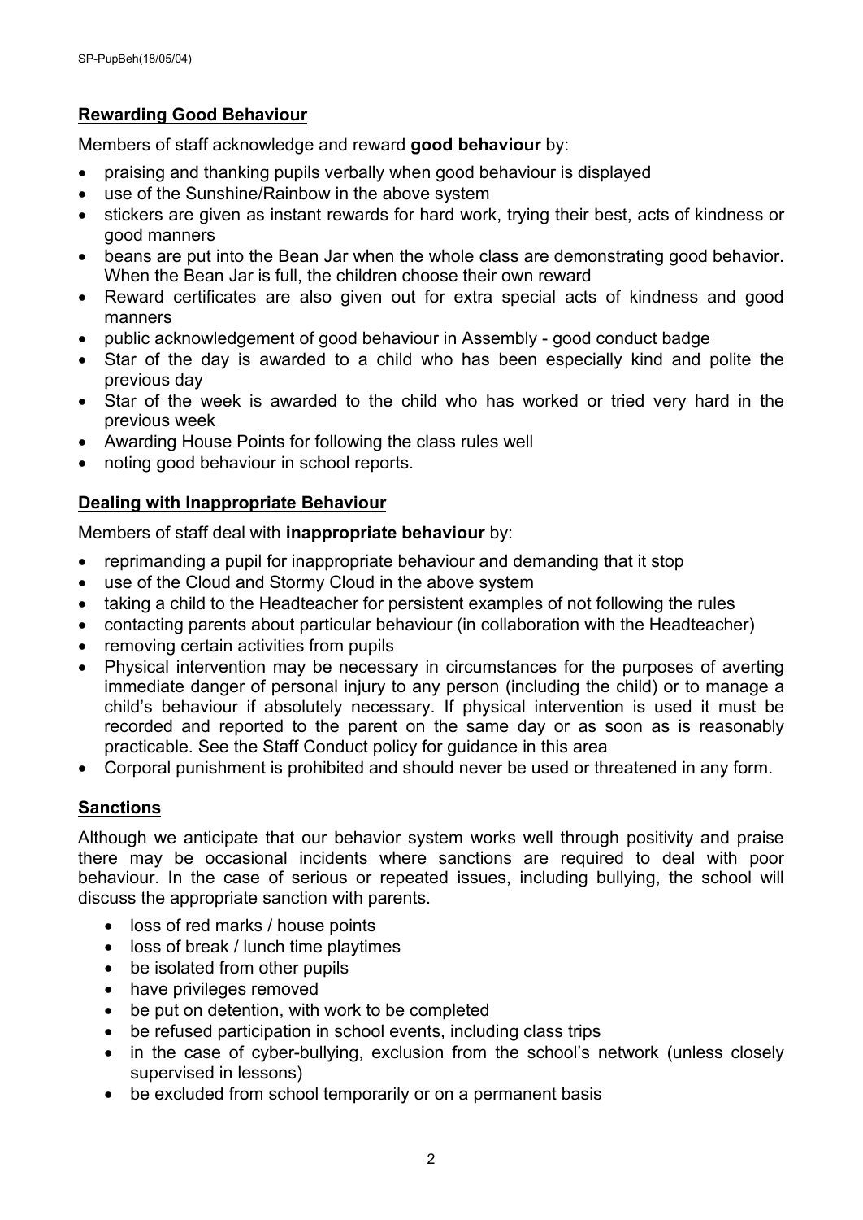## Rewarding Good Behaviour

Members of staff acknowledge and reward **good behaviour** by:

- praising and thanking pupils verbally when good behaviour is displayed
- use of the Sunshine/Rainbow in the above system
- stickers are given as instant rewards for hard work, trying their best, acts of kindness or good manners
- beans are put into the Bean Jar when the whole class are demonstrating good behavior. When the Bean Jar is full, the children choose their own reward
- Reward certificates are also given out for extra special acts of kindness and good manners
- public acknowledgement of good behaviour in Assembly - good conduct badge
- Star of the day is awarded to a child who has been especially kind and polite the previous day
- Star of the week is awarded to the child who has worked or tried very hard in the previous week
- Awarding House Points for following the class rules well
- noting good behaviour in school reports.

## Dealing with Inappropriate Behaviour

Members of staff deal with **inappropriate behaviour** by:

- reprimanding a pupil for inappropriate behaviour and demanding that it stop
- use of the Cloud and Stormy Cloud in the above system
- taking a child to the Headteacher for persistent examples of not following the rules
- contacting parents about particular behaviour (in collaboration with the Headteacher)
- removing certain activities from pupils
- Physical intervention may be necessary in circumstances for the purposes of averting immediate danger of personal injury to any person (including the child) or to manage a child's behaviour if absolutely necessary. If physical intervention is used it must be recorded and reported to the parent on the same day or as soon as is reasonably practicable. See the Staff Conduct policy for guidance in this area
- Corporal punishment is prohibited and should never be used or threatened in any form.

## Sanctions

Although we anticipate that our behavior system works well through positivity and praise there may be occasional incidents where sanctions are required to deal with poor behaviour. In the case of serious or repeated issues, including bullying, the school will discuss the appropriate sanction with parents.

- loss of red marks / house points
- loss of break / lunch time playtimes
- be isolated from other pupils
- have privileges removed
- be put on detention, with work to be completed
- be refused participation in school events, including class trips
- in the case of cyber-bullying, exclusion from the school's network (unless closely supervised in lessons)
- be excluded from school temporarily or on a permanent basis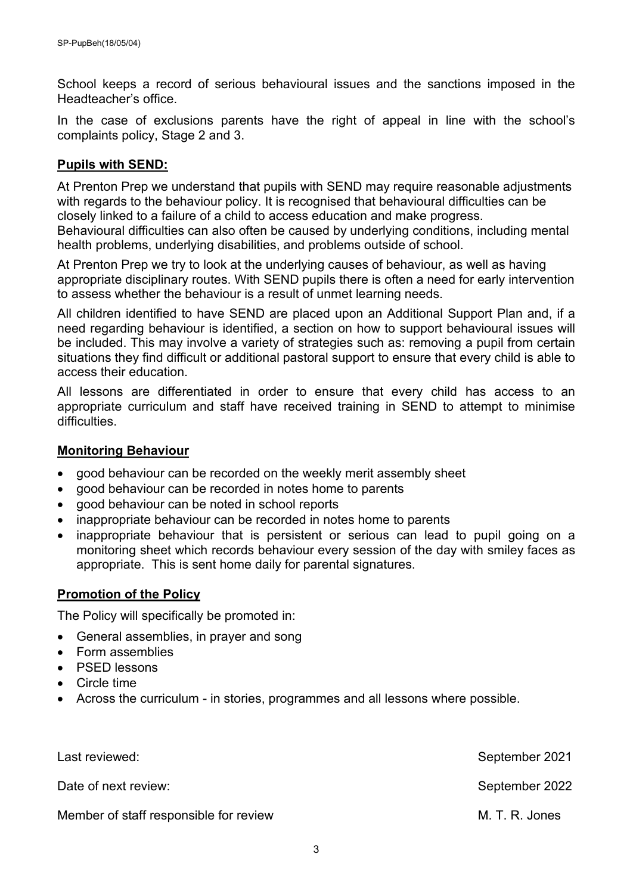School keeps a record of serious behavioural issues and the sanctions imposed in the Headteacher's office.

In the case of exclusions parents have the right of appeal in line with the school's complaints policy, Stage 2 and 3.

## Pupils with SEND:

At Prenton Prep we understand that pupils with SEND may require reasonable adjustments with regards to the behaviour policy. It is recognised that behavioural difficulties can be closely linked to a failure of a child to access education and make progress.
Behavioural difficulties can also often be caused by underlying conditions, including mental health problems, underlying disabilities, and problems outside of school.

At Prenton Prep we try to look at the underlying causes of behaviour, as well as having appropriate disciplinary routes. With SEND pupils there is often a need for early intervention to assess whether the behaviour is a result of unmet learning needs.

All children identified to have SEND are placed upon an Additional Support Plan and, if a need regarding behaviour is identified, a section on how to support behavioural issues will be included. This may involve a variety of strategies such as: removing a pupil from certain situations they find difficult or additional pastoral support to ensure that every child is able to access their education.

All lessons are differentiated in order to ensure that every child has access to an appropriate curriculum and staff have received training in SEND to attempt to minimise difficulties.

## Monitoring Behaviour

- good behaviour can be recorded on the weekly merit assembly sheet
- good behaviour can be recorded in notes home to parents
- good behaviour can be noted in school reports
- inappropriate behaviour can be recorded in notes home to parents
- inappropriate behaviour that is persistent or serious can lead to pupil going on a monitoring sheet which records behaviour every session of the day with smiley faces as appropriate. This is sent home daily for parental signatures.

## Promotion of the Policy

The Policy will specifically be promoted in:

- General assemblies, in prayer and song
- Form assemblies
- PSED lessons
- Circle time
- Across the curriculum - in stories, programmes and all lessons where possible.

Last reviewed: September 2021

Date of next review: September 2022

Member of staff responsible for review M. T. R. Jones